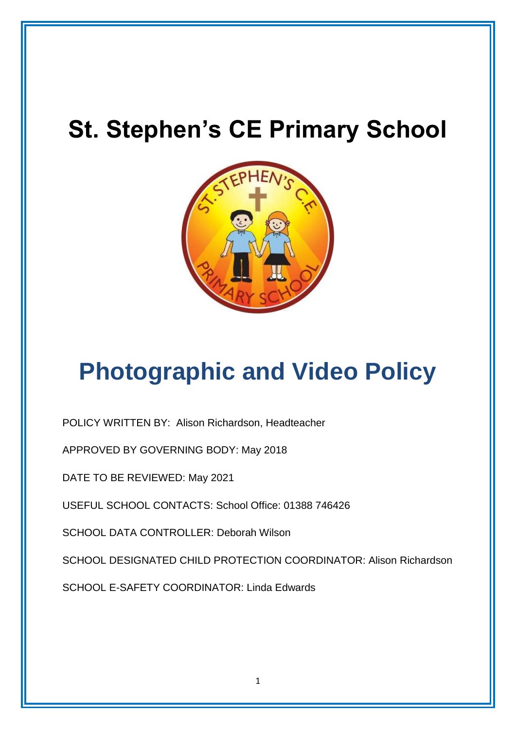# St. Stephen's CE Primary School

# Photographic and Video Policy

POLICY WRITTEN BY: Alison Richardson, Headteacher

APPROVED BY GOVERNING BODY: May 2018

DATE TO BE REVIEWED: May 2021

USEFUL SCHOOL CONTACTS: School Office: 01388 746426

SCHOOL DATA CONTROLLER: Deborah Wilson

SCHOOL DESIGNATED CHILD PROTECTION COORDINATOR: Alison Richardson

SCHOOL E-SAFETY COORDINATOR: Linda Edwards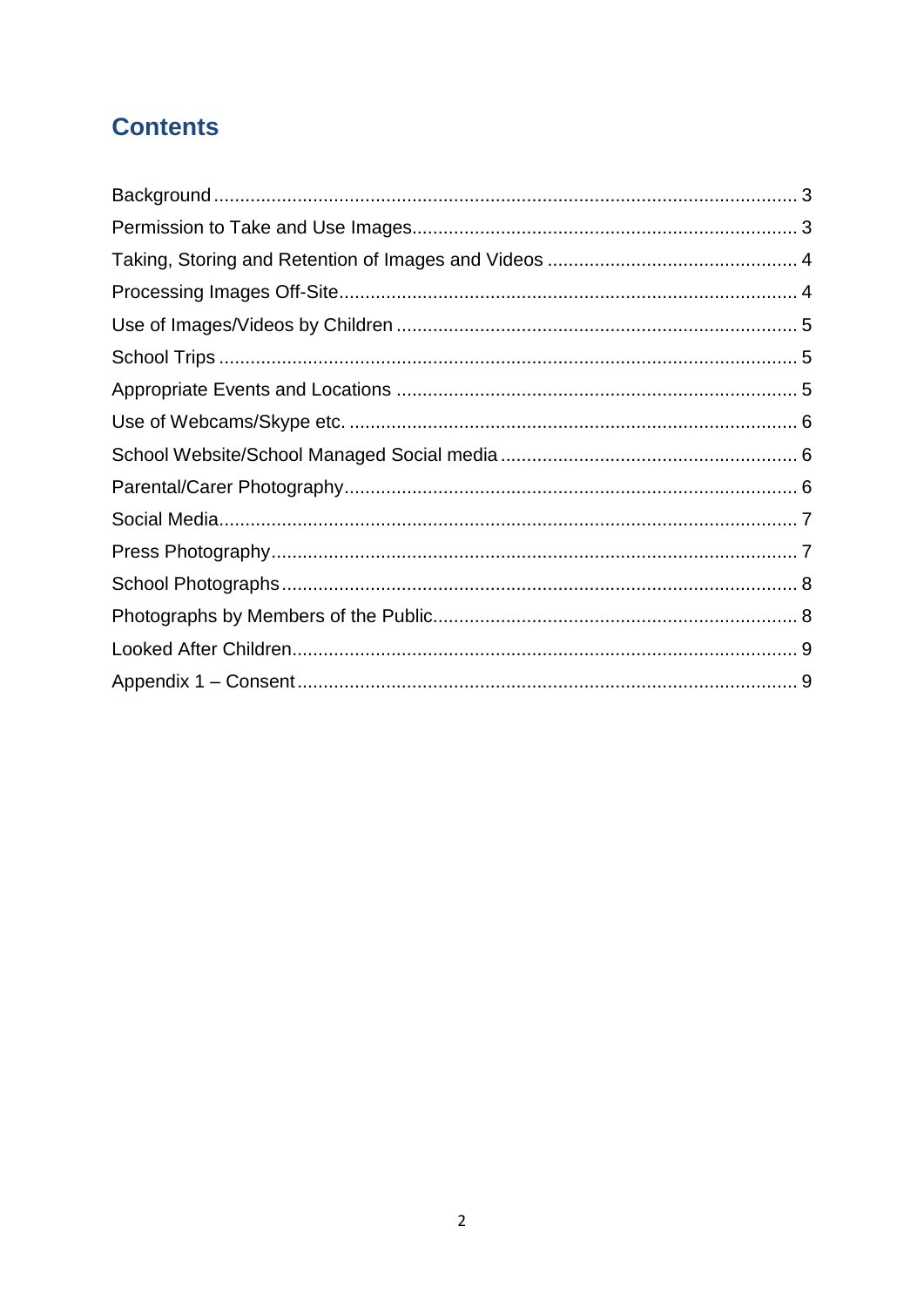# Contents

Background ... 3
Permission to Take and Use Images ... 3
Taking, Storing and Retention of Images and Videos ... 4
Processing Images Off-Site ... 4
Use of Images/Videos by Children ... 5
School Trips ... 5
Appropriate Events and Locations ... 5
Use of Webcams/Skype etc. ... 6
School Website/School Managed Social media ... 6
Parental/Carer Photography ... 6
Social Media ... 7
Press Photography ... 7
School Photographs ... 8
Photographs by Members of the Public ... 8
Looked After Children ... 9
Appendix 1 – Consent ... 9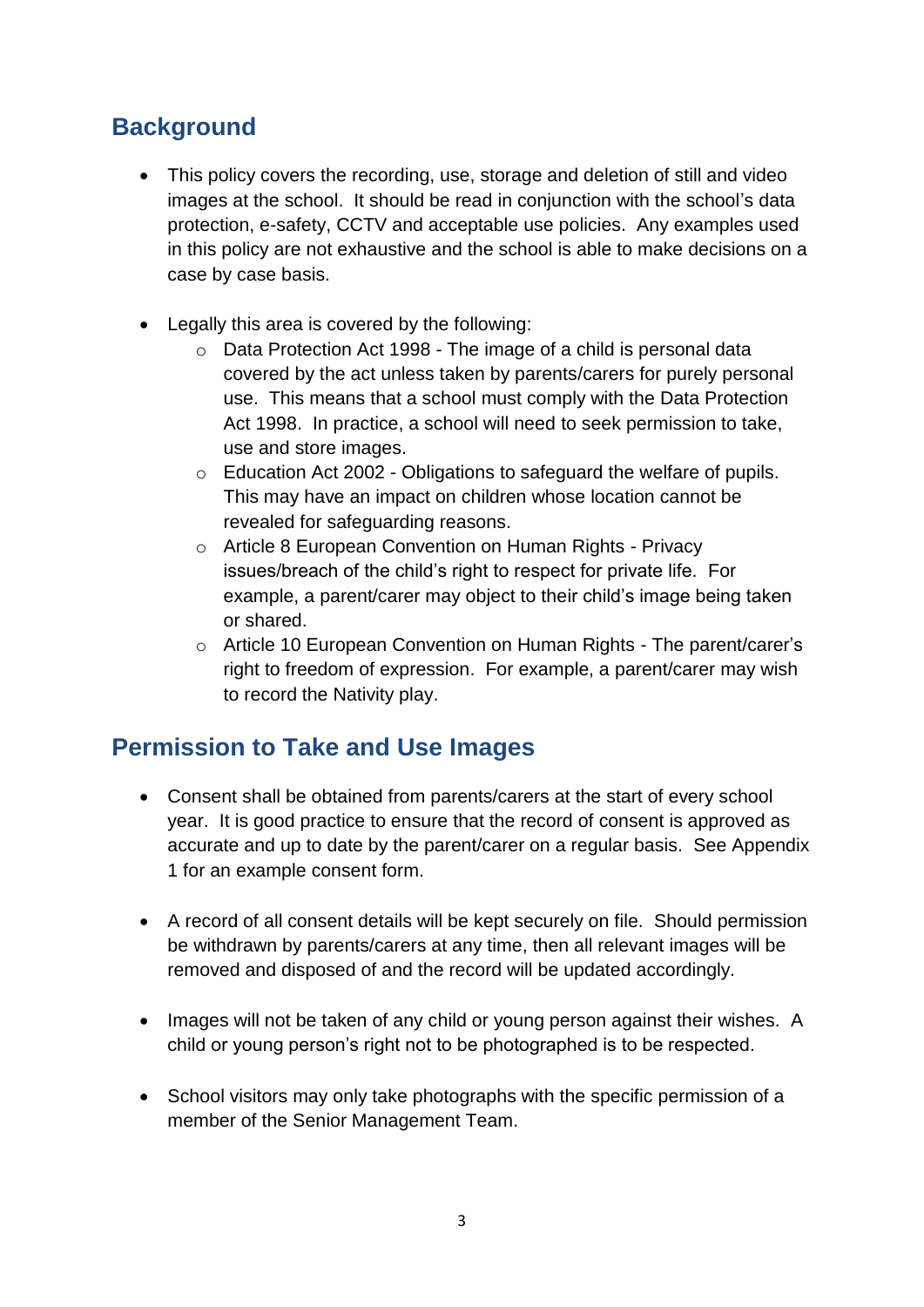## Background

- This policy covers the recording, use, storage and deletion of still and video images at the school. It should be read in conjunction with the school's data protection, e-safety, CCTV and acceptable use policies. Any examples used in this policy are not exhaustive and the school is able to make decisions on a case by case basis.

- Legally this area is covered by the following:
  - Data Protection Act 1998 - The image of a child is personal data covered by the act unless taken by parents/carers for purely personal use. This means that a school must comply with the Data Protection Act 1998. In practice, a school will need to seek permission to take, use and store images.
  - Education Act 2002 - Obligations to safeguard the welfare of pupils. This may have an impact on children whose location cannot be revealed for safeguarding reasons.
  - Article 8 European Convention on Human Rights - Privacy issues/breach of the child's right to respect for private life. For example, a parent/carer may object to their child's image being taken or shared.
  - Article 10 European Convention on Human Rights - The parent/carer's right to freedom of expression. For example, a parent/carer may wish to record the Nativity play.

## Permission to Take and Use Images

- Consent shall be obtained from parents/carers at the start of every school year. It is good practice to ensure that the record of consent is approved as accurate and up to date by the parent/carer on a regular basis. See Appendix 1 for an example consent form.

- A record of all consent details will be kept securely on file. Should permission be withdrawn by parents/carers at any time, then all relevant images will be removed and disposed of and the record will be updated accordingly.

- Images will not be taken of any child or young person against their wishes. A child or young person's right not to be photographed is to be respected.

- School visitors may only take photographs with the specific permission of a member of the Senior Management Team.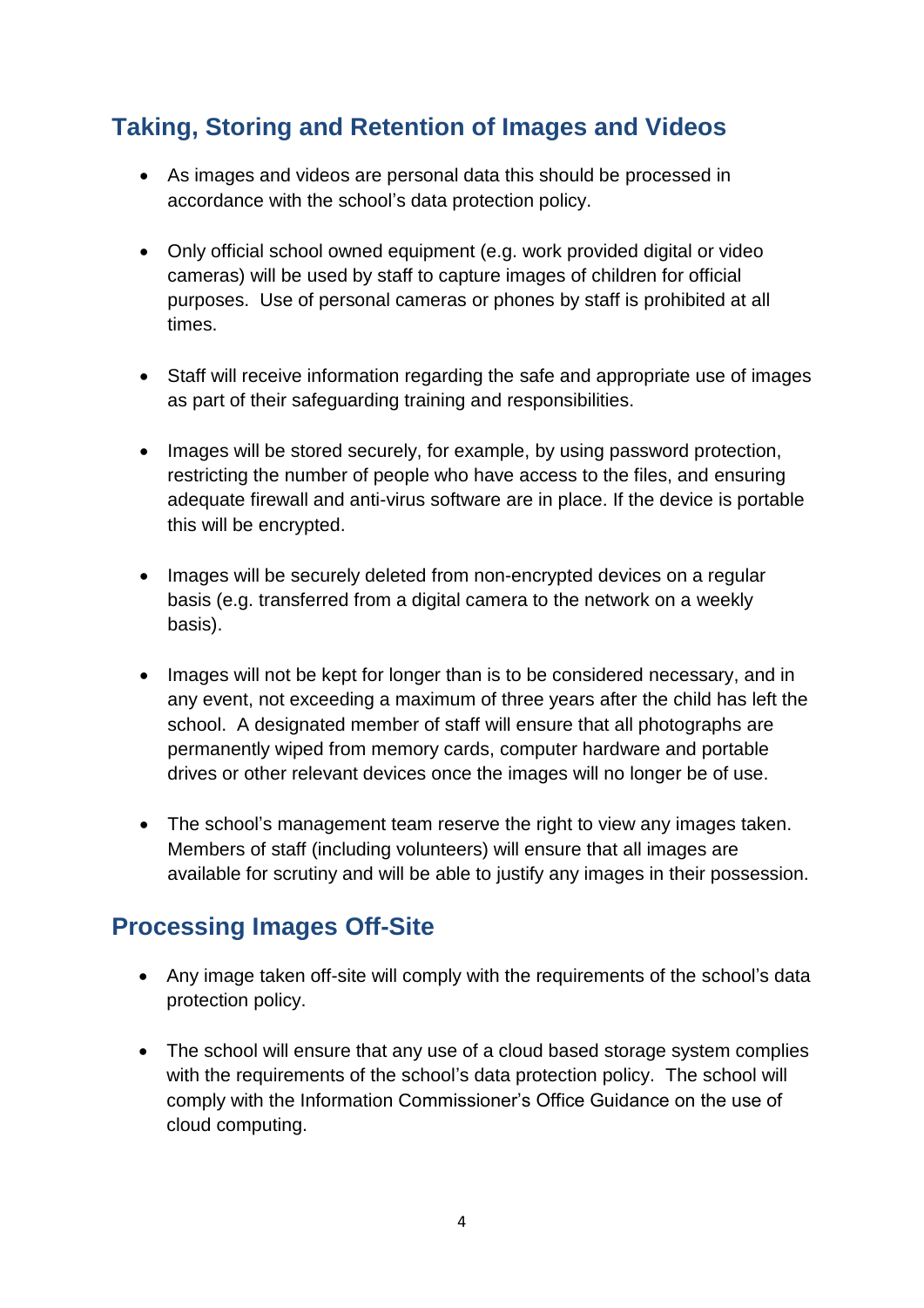## Taking, Storing and Retention of Images and Videos

- As images and videos are personal data this should be processed in accordance with the school's data protection policy.
- Only official school owned equipment (e.g. work provided digital or video cameras) will be used by staff to capture images of children for official purposes. Use of personal cameras or phones by staff is prohibited at all times.
- Staff will receive information regarding the safe and appropriate use of images as part of their safeguarding training and responsibilities.
- Images will be stored securely, for example, by using password protection, restricting the number of people who have access to the files, and ensuring adequate firewall and anti-virus software are in place. If the device is portable this will be encrypted.
- Images will be securely deleted from non-encrypted devices on a regular basis (e.g. transferred from a digital camera to the network on a weekly basis).
- Images will not be kept for longer than is to be considered necessary, and in any event, not exceeding a maximum of three years after the child has left the school. A designated member of staff will ensure that all photographs are permanently wiped from memory cards, computer hardware and portable drives or other relevant devices once the images will no longer be of use.
- The school's management team reserve the right to view any images taken. Members of staff (including volunteers) will ensure that all images are available for scrutiny and will be able to justify any images in their possession.

## Processing Images Off-Site

- Any image taken off-site will comply with the requirements of the school's data protection policy.
- The school will ensure that any use of a cloud based storage system complies with the requirements of the school's data protection policy. The school will comply with the Information Commissioner's Office Guidance on the use of cloud computing.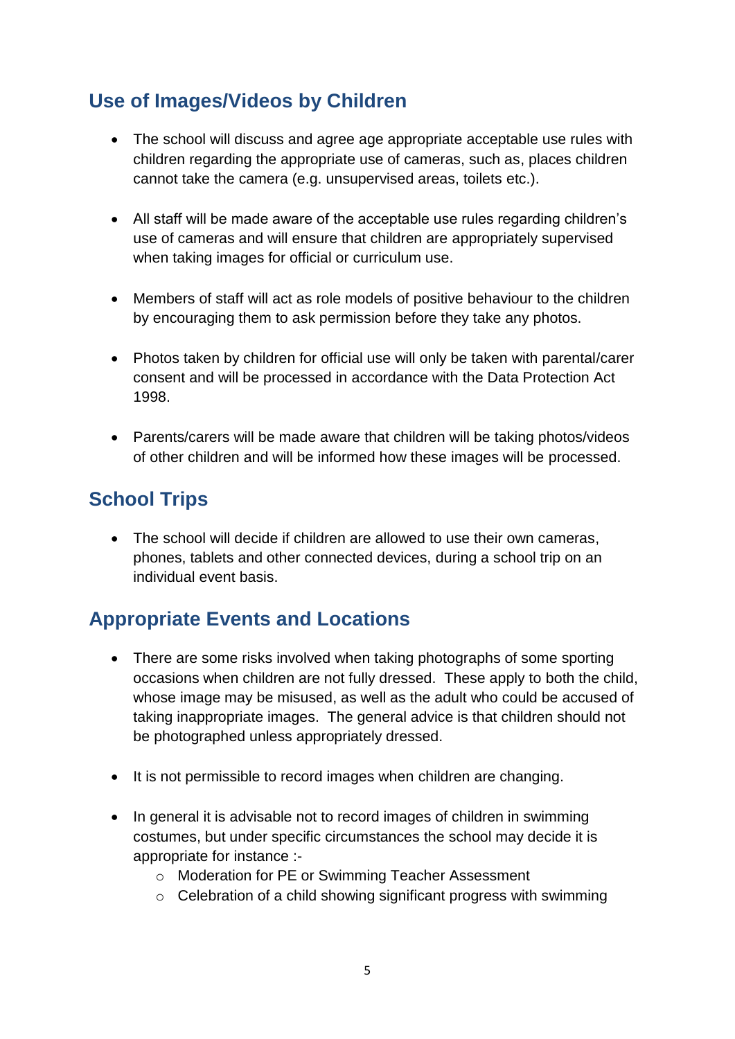## Use of Images/Videos by Children

- The school will discuss and agree age appropriate acceptable use rules with children regarding the appropriate use of cameras, such as, places children cannot take the camera (e.g. unsupervised areas, toilets etc.).
- All staff will be made aware of the acceptable use rules regarding children's use of cameras and will ensure that children are appropriately supervised when taking images for official or curriculum use.
- Members of staff will act as role models of positive behaviour to the children by encouraging them to ask permission before they take any photos.
- Photos taken by children for official use will only be taken with parental/carer consent and will be processed in accordance with the Data Protection Act 1998.
- Parents/carers will be made aware that children will be taking photos/videos of other children and will be informed how these images will be processed.

## School Trips

- The school will decide if children are allowed to use their own cameras, phones, tablets and other connected devices, during a school trip on an individual event basis.

## Appropriate Events and Locations

- There are some risks involved when taking photographs of some sporting occasions when children are not fully dressed. These apply to both the child, whose image may be misused, as well as the adult who could be accused of taking inappropriate images. The general advice is that children should not be photographed unless appropriately dressed.
- It is not permissible to record images when children are changing.
- In general it is advisable not to record images of children in swimming costumes, but under specific circumstances the school may decide it is appropriate for instance :-
    - Moderation for PE or Swimming Teacher Assessment
    - Celebration of a child showing significant progress with swimming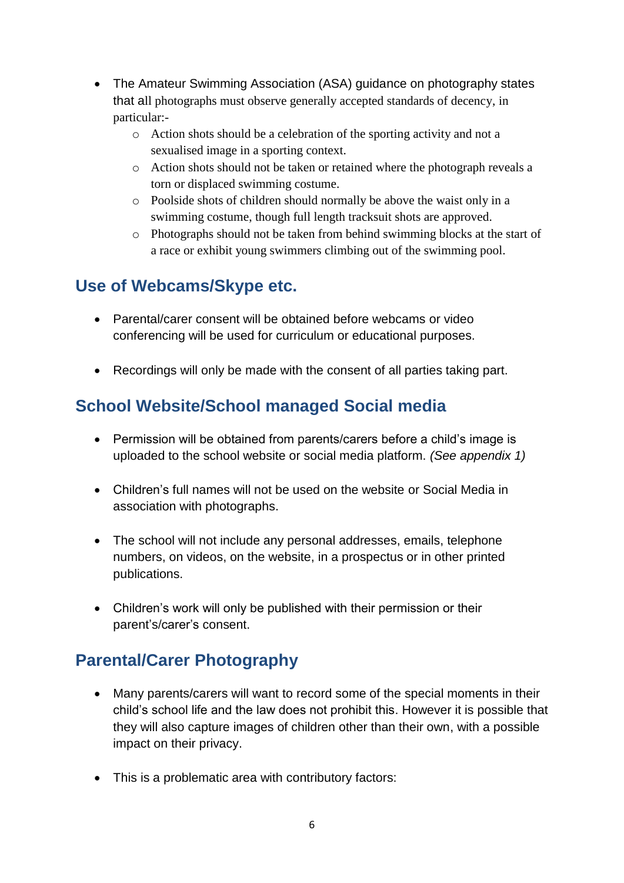- The Amateur Swimming Association (ASA) guidance on photography states that all photographs must observe generally accepted standards of decency, in particular:-
    - Action shots should be a celebration of the sporting activity and not a sexualised image in a sporting context.
    - Action shots should not be taken or retained where the photograph reveals a torn or displaced swimming costume.
    - Poolside shots of children should normally be above the waist only in a swimming costume, though full length tracksuit shots are approved.
    - Photographs should not be taken from behind swimming blocks at the start of a race or exhibit young swimmers climbing out of the swimming pool.

## Use of Webcams/Skype etc.

- Parental/carer consent will be obtained before webcams or video conferencing will be used for curriculum or educational purposes.

- Recordings will only be made with the consent of all parties taking part.

## School Website/School managed Social media

- Permission will be obtained from parents/carers before a child's image is uploaded to the school website or social media platform. *(See appendix 1)*

- Children's full names will not be used on the website or Social Media in association with photographs.

- The school will not include any personal addresses, emails, telephone numbers, on videos, on the website, in a prospectus or in other printed publications.

- Children's work will only be published with their permission or their parent's/carer's consent.

## Parental/Carer Photography

- Many parents/carers will want to record some of the special moments in their child's school life and the law does not prohibit this. However it is possible that they will also capture images of children other than their own, with a possible impact on their privacy.

- This is a problematic area with contributory factors: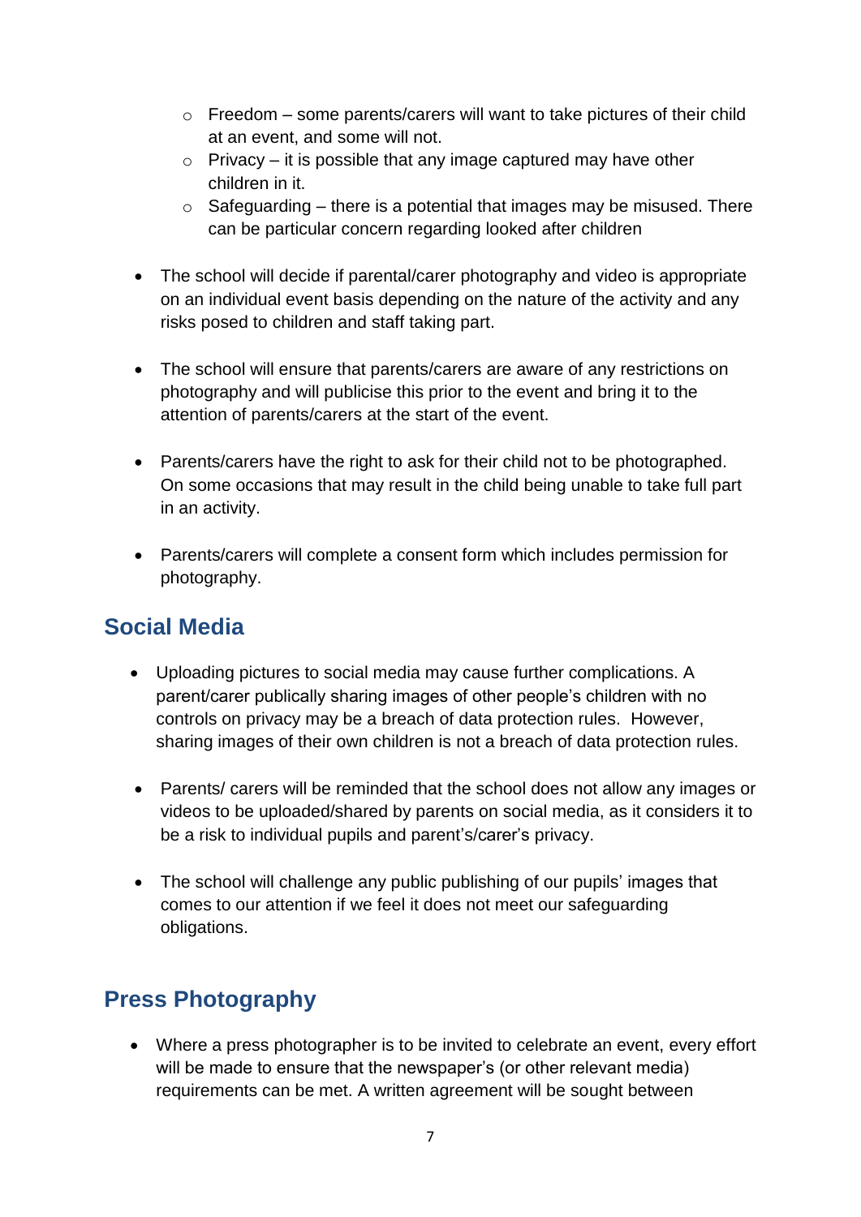- Freedom – some parents/carers will want to take pictures of their child at an event, and some will not.
  - Privacy – it is possible that any image captured may have other children in it.
  - Safeguarding – there is a potential that images may be misused. There can be particular concern regarding looked after children

- The school will decide if parental/carer photography and video is appropriate on an individual event basis depending on the nature of the activity and any risks posed to children and staff taking part.

- The school will ensure that parents/carers are aware of any restrictions on photography and will publicise this prior to the event and bring it to the attention of parents/carers at the start of the event.

- Parents/carers have the right to ask for their child not to be photographed. On some occasions that may result in the child being unable to take full part in an activity.

- Parents/carers will complete a consent form which includes permission for photography.

## Social Media

- Uploading pictures to social media may cause further complications. A parent/carer publically sharing images of other people's children with no controls on privacy may be a breach of data protection rules. However, sharing images of their own children is not a breach of data protection rules.

- Parents/ carers will be reminded that the school does not allow any images or videos to be uploaded/shared by parents on social media, as it considers it to be a risk to individual pupils and parent's/carer's privacy.

- The school will challenge any public publishing of our pupils' images that comes to our attention if we feel it does not meet our safeguarding obligations.

## Press Photography

- Where a press photographer is to be invited to celebrate an event, every effort will be made to ensure that the newspaper's (or other relevant media) requirements can be met. A written agreement will be sought between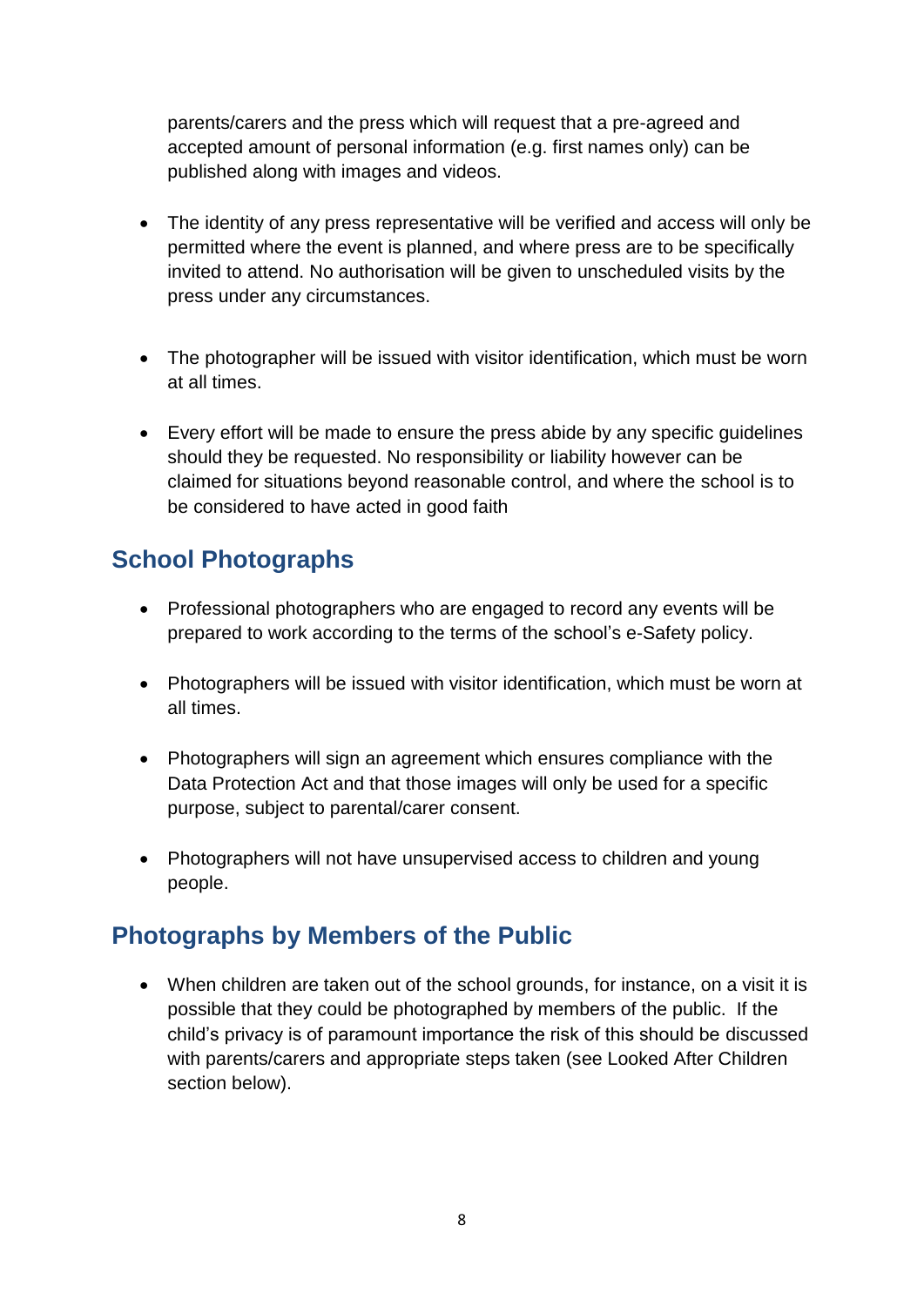parents/carers and the press which will request that a pre-agreed and accepted amount of personal information (e.g. first names only) can be published along with images and videos.

- The identity of any press representative will be verified and access will only be permitted where the event is planned, and where press are to be specifically invited to attend. No authorisation will be given to unscheduled visits by the press under any circumstances.

- The photographer will be issued with visitor identification, which must be worn at all times.

- Every effort will be made to ensure the press abide by any specific guidelines should they be requested. No responsibility or liability however can be claimed for situations beyond reasonable control, and where the school is to be considered to have acted in good faith

## School Photographs

- Professional photographers who are engaged to record any events will be prepared to work according to the terms of the school's e-Safety policy.

- Photographers will be issued with visitor identification, which must be worn at all times.

- Photographers will sign an agreement which ensures compliance with the Data Protection Act and that those images will only be used for a specific purpose, subject to parental/carer consent.

- Photographers will not have unsupervised access to children and young people.

## Photographs by Members of the Public

- When children are taken out of the school grounds, for instance, on a visit it is possible that they could be photographed by members of the public. If the child's privacy is of paramount importance the risk of this should be discussed with parents/carers and appropriate steps taken (see Looked After Children section below).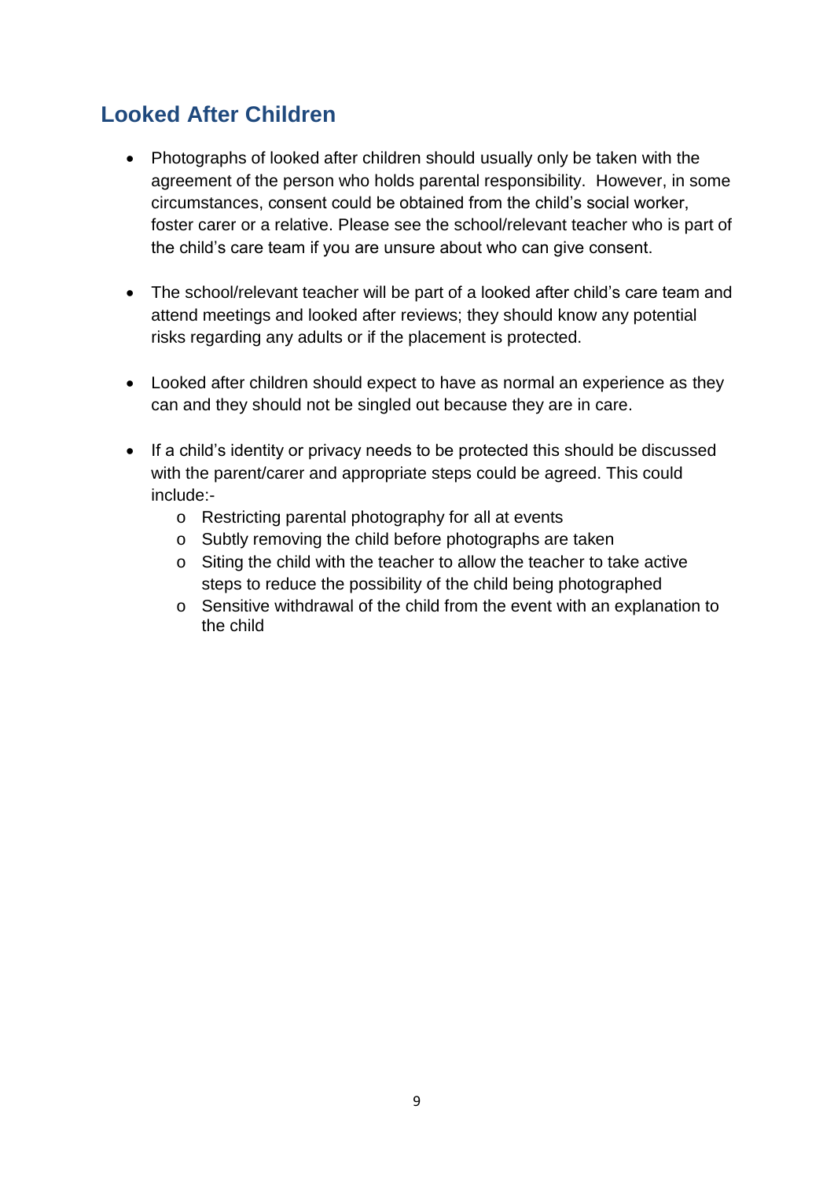## Looked After Children

- Photographs of looked after children should usually only be taken with the agreement of the person who holds parental responsibility. However, in some circumstances, consent could be obtained from the child's social worker, foster carer or a relative. Please see the school/relevant teacher who is part of the child's care team if you are unsure about who can give consent.

- The school/relevant teacher will be part of a looked after child's care team and attend meetings and looked after reviews; they should know any potential risks regarding any adults or if the placement is protected.

- Looked after children should expect to have as normal an experience as they can and they should not be singled out because they are in care.

- If a child's identity or privacy needs to be protected this should be discussed with the parent/carer and appropriate steps could be agreed. This could include:-
  - Restricting parental photography for all at events
  - Subtly removing the child before photographs are taken
  - Siting the child with the teacher to allow the teacher to take active steps to reduce the possibility of the child being photographed
  - Sensitive withdrawal of the child from the event with an explanation to the child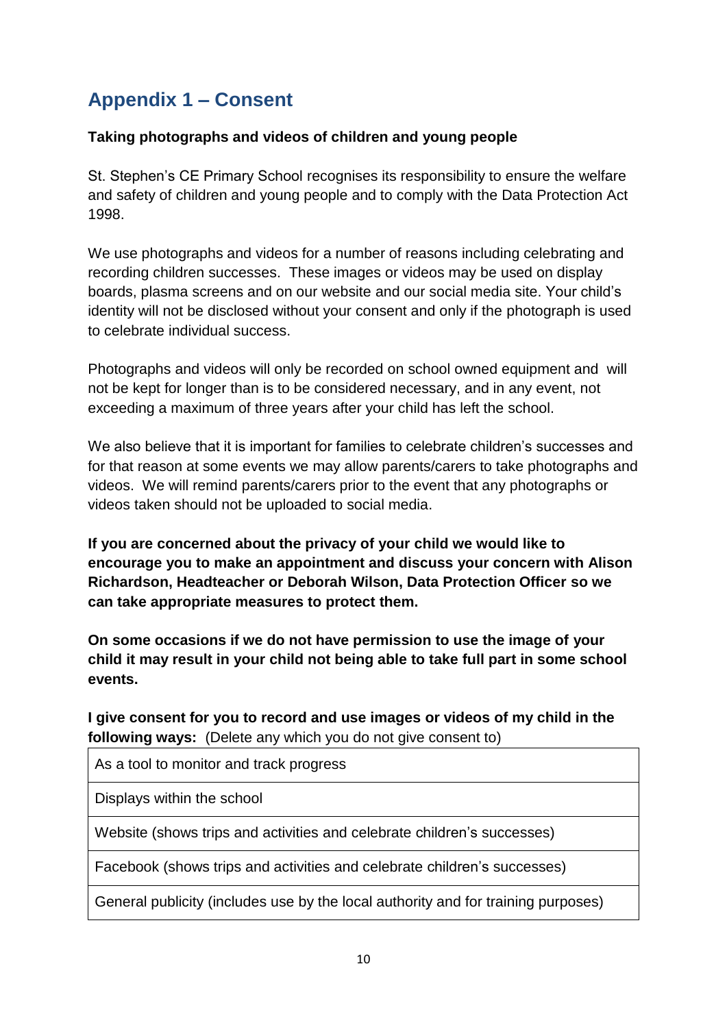## Appendix 1 – Consent

**Taking photographs and videos of children and young people**

St. Stephen's CE Primary School recognises its responsibility to ensure the welfare and safety of children and young people and to comply with the Data Protection Act 1998.

We use photographs and videos for a number of reasons including celebrating and recording children successes. These images or videos may be used on display boards, plasma screens and on our website and our social media site. Your child's identity will not be disclosed without your consent and only if the photograph is used to celebrate individual success.

Photographs and videos will only be recorded on school owned equipment and will not be kept for longer than is to be considered necessary, and in any event, not exceeding a maximum of three years after your child has left the school.

We also believe that it is important for families to celebrate children's successes and for that reason at some events we may allow parents/carers to take photographs and videos. We will remind parents/carers prior to the event that any photographs or videos taken should not be uploaded to social media.

**If you are concerned about the privacy of your child we would like to encourage you to make an appointment and discuss your concern with Alison Richardson, Headteacher or Deborah Wilson, Data Protection Officer so we can take appropriate measures to protect them.**

**On some occasions if we do not have permission to use the image of your child it may result in your child not being able to take full part in some school events.**

**I give consent for you to record and use images or videos of my child in the following ways:** (Delete any which you do not give consent to)

| As a tool to monitor and track progress |
|---|
| Displays within the school |
| Website (shows trips and activities and celebrate children's successes) |
| Facebook (shows trips and activities and celebrate children's successes) |
| General publicity (includes use by the local authority and for training purposes) |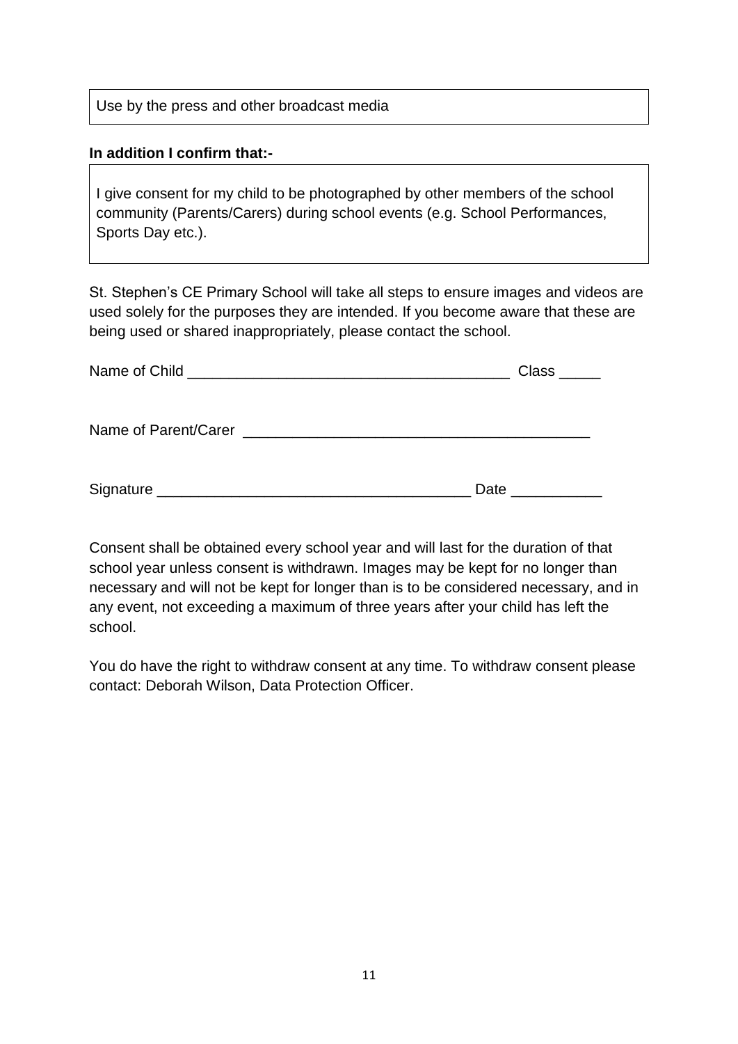| |
|---|
| Use by the press and other broadcast media |

**In addition I confirm that:-**

| |
|---|
| I give consent for my child to be photographed by other members of the school community (Parents/Carers) during school events (e.g. School Performances, Sports Day etc.). |

St. Stephen's CE Primary School will take all steps to ensure images and videos are used solely for the purposes they are intended. If you become aware that these are being used or shared inappropriately, please contact the school.

Name of Child _______________________________________ Class _____

Name of Parent/Carer __________________________________________

Signature ______________________________________ Date ___________

Consent shall be obtained every school year and will last for the duration of that school year unless consent is withdrawn. Images may be kept for no longer than necessary and will not be kept for longer than is to be considered necessary, and in any event, not exceeding a maximum of three years after your child has left the school.

You do have the right to withdraw consent at any time. To withdraw consent please contact: Deborah Wilson, Data Protection Officer.